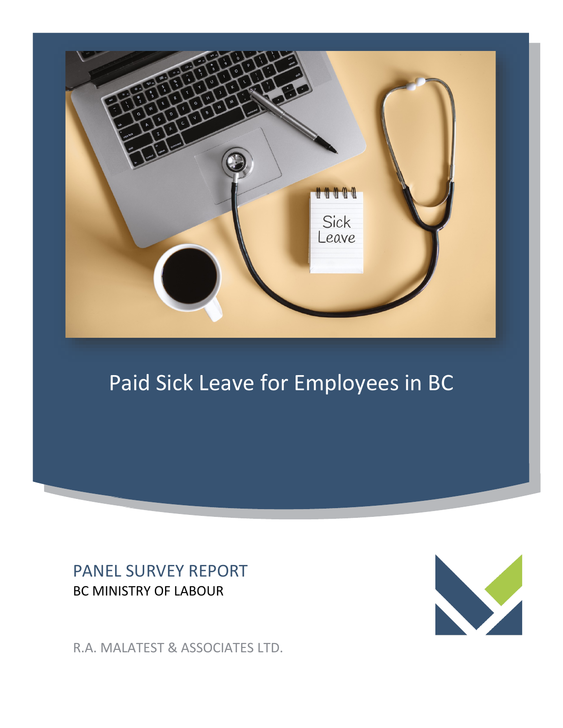# Paid Sick Leave for Employees in BC

## PANEL SURVEY REPORT

BC MINISTRY OF LABOUR

R.A. MALATEST & ASSOCIATES LTD.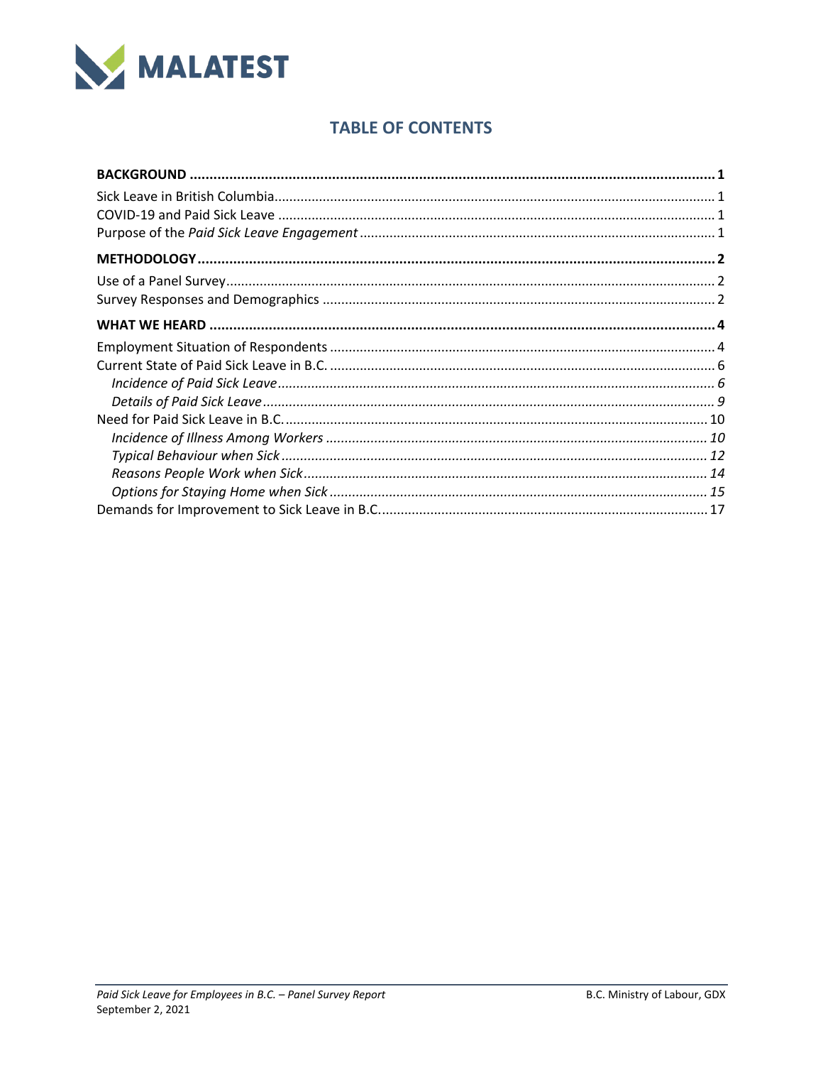# TABLE OF CONTENTS

**BACKGROUND** ........ **1**

Sick Leave in British Columbia ........ 1

COVID-19 and Paid Sick Leave ........ 1

Purpose of the *Paid Sick Leave Engagement* ........ 1

**METHODOLOGY** ........ **2**

Use of a Panel Survey ........ 2

Survey Responses and Demographics ........ 2

**WHAT WE HEARD** ........ **4**

Employment Situation of Respondents ........ 4

Current State of Paid Sick Leave in B.C. ........ 6

*Incidence of Paid Sick Leave* ........ *6*

*Details of Paid Sick Leave* ........ *9*

Need for Paid Sick Leave in B.C. ........ 10

*Incidence of Illness Among Workers* ........ *10*

*Typical Behaviour when Sick* ........ *12*

*Reasons People Work when Sick* ........ *14*

*Options for Staying Home when Sick* ........ *15*

Demands for Improvement to Sick Leave in B.C. ........ 17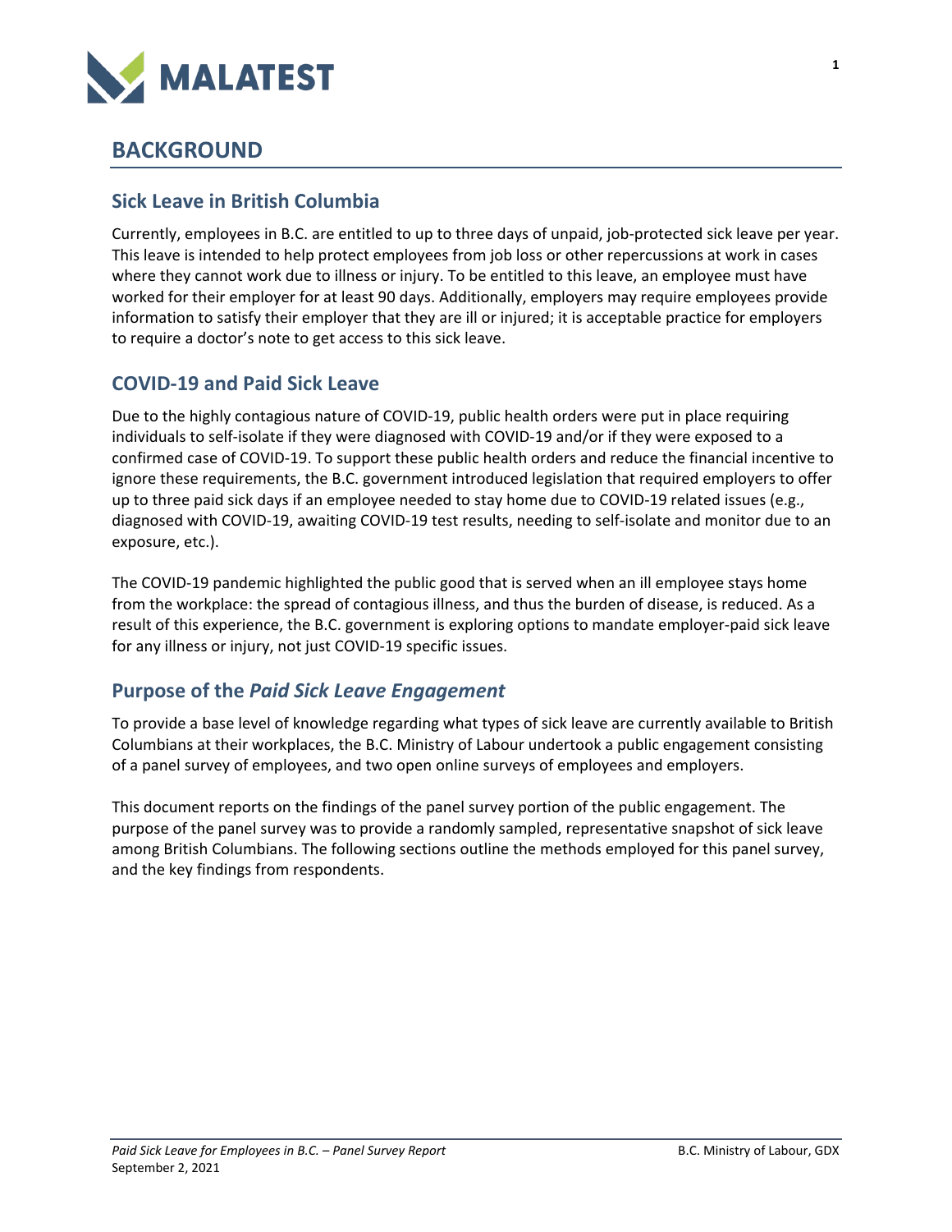# BACKGROUND

## Sick Leave in British Columbia

Currently, employees in B.C. are entitled to up to three days of unpaid, job-protected sick leave per year. This leave is intended to help protect employees from job loss or other repercussions at work in cases where they cannot work due to illness or injury. To be entitled to this leave, an employee must have worked for their employer for at least 90 days. Additionally, employers may require employees provide information to satisfy their employer that they are ill or injured; it is acceptable practice for employers to require a doctor's note to get access to this sick leave.

## COVID-19 and Paid Sick Leave

Due to the highly contagious nature of COVID-19, public health orders were put in place requiring individuals to self-isolate if they were diagnosed with COVID-19 and/or if they were exposed to a confirmed case of COVID-19. To support these public health orders and reduce the financial incentive to ignore these requirements, the B.C. government introduced legislation that required employers to offer up to three paid sick days if an employee needed to stay home due to COVID-19 related issues (e.g., diagnosed with COVID-19, awaiting COVID-19 test results, needing to self-isolate and monitor due to an exposure, etc.).

The COVID-19 pandemic highlighted the public good that is served when an ill employee stays home from the workplace: the spread of contagious illness, and thus the burden of disease, is reduced. As a result of this experience, the B.C. government is exploring options to mandate employer-paid sick leave for any illness or injury, not just COVID-19 specific issues.

## Purpose of the *Paid Sick Leave Engagement*

To provide a base level of knowledge regarding what types of sick leave are currently available to British Columbians at their workplaces, the B.C. Ministry of Labour undertook a public engagement consisting of a panel survey of employees, and two open online surveys of employees and employers.

This document reports on the findings of the panel survey portion of the public engagement. The purpose of the panel survey was to provide a randomly sampled, representative snapshot of sick leave among British Columbians. The following sections outline the methods employed for this panel survey, and the key findings from respondents.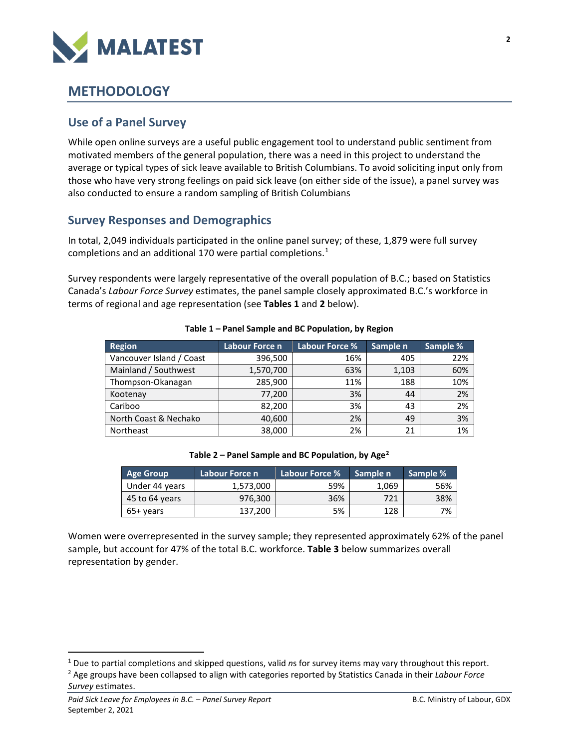# METHODOLOGY

## Use of a Panel Survey

While open online surveys are a useful public engagement tool to understand public sentiment from motivated members of the general population, there was a need in this project to understand the average or typical types of sick leave available to British Columbians. To avoid soliciting input only from those who have very strong feelings on paid sick leave (on either side of the issue), a panel survey was also conducted to ensure a random sampling of British Columbians

## Survey Responses and Demographics

In total, 2,049 individuals participated in the online panel survey; of these, 1,879 were full survey completions and an additional 170 were partial completions.[1]

Survey respondents were largely representative of the overall population of B.C.; based on Statistics Canada's *Labour Force Survey* estimates, the panel sample closely approximated B.C.'s workforce in terms of regional and age representation (see **Tables 1** and **2** below).

**Table 1 – Panel Sample and BC Population, by Region**

| Region | Labour Force n | Labour Force % | Sample n | Sample % |
|---|---|---|---|---|
| Vancouver Island / Coast | 396,500 | 16% | 405 | 22% |
| Mainland / Southwest | 1,570,700 | 63% | 1,103 | 60% |
| Thompson-Okanagan | 285,900 | 11% | 188 | 10% |
| Kootenay | 77,200 | 3% | 44 | 2% |
| Cariboo | 82,200 | 3% | 43 | 2% |
| North Coast & Nechako | 40,600 | 2% | 49 | 3% |
| Northeast | 38,000 | 2% | 21 | 1% |

**Table 2 – Panel Sample and BC Population, by Age[2]**

| Age Group | Labour Force n | Labour Force % | Sample n | Sample % |
|---|---|---|---|---|
| Under 44 years | 1,573,000 | 59% | 1,069 | 56% |
| 45 to 64 years | 976,300 | 36% | 721 | 38% |
| 65+ years | 137,200 | 5% | 128 | 7% |

Women were overrepresented in the survey sample; they represented approximately 62% of the panel sample, but account for 47% of the total B.C. workforce. **Table 3** below summarizes overall representation by gender.

---

[1] Due to partial completions and skipped questions, valid *n*s for survey items may vary throughout this report.

[2] Age groups have been collapsed to align with categories reported by Statistics Canada in their *Labour Force Survey* estimates.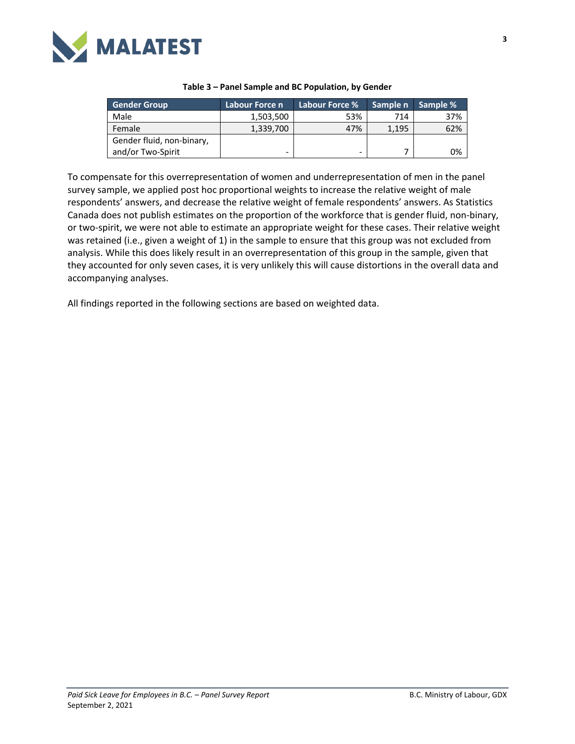**Table 3 – Panel Sample and BC Population, by Gender**

| Gender Group | Labour Force n | Labour Force % | Sample n | Sample % |
|---|---|---|---|---|
| Male | 1,503,500 | 53% | 714 | 37% |
| Female | 1,339,700 | 47% | 1,195 | 62% |
| Gender fluid, non-binary, and/or Two-Spirit | - | - | 7 | 0% |

To compensate for this overrepresentation of women and underrepresentation of men in the panel survey sample, we applied post hoc proportional weights to increase the relative weight of male respondents' answers, and decrease the relative weight of female respondents' answers. As Statistics Canada does not publish estimates on the proportion of the workforce that is gender fluid, non-binary, or two-spirit, we were not able to estimate an appropriate weight for these cases. Their relative weight was retained (i.e., given a weight of 1) in the sample to ensure that this group was not excluded from analysis. While this does likely result in an overrepresentation of this group in the sample, given that they accounted for only seven cases, it is very unlikely this will cause distortions in the overall data and accompanying analyses.

All findings reported in the following sections are based on weighted data.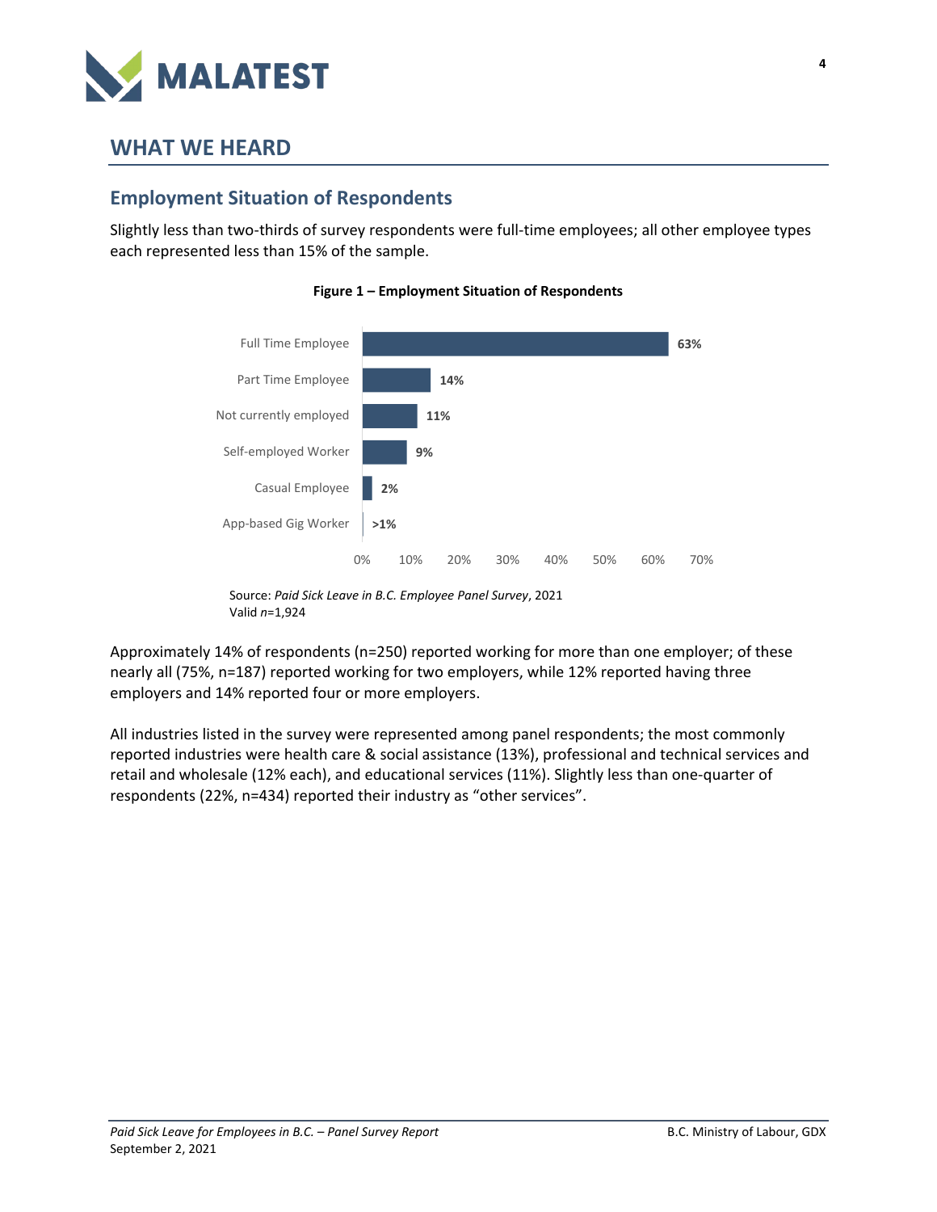# WHAT WE HEARD

## Employment Situation of Respondents

Slightly less than two-thirds of survey respondents were full-time employees; all other employee types each represented less than 15% of the sample.

**Figure 1 – Employment Situation of Respondents**

| Employment Situation | % |
|---|---|
| Full Time Employee | 63% |
| Part Time Employee | 14% |
| Not currently employed | 11% |
| Self-employed Worker | 9% |
| Casual Employee | 2% |
| App-based Gig Worker | >1% |

Source: *Paid Sick Leave in B.C. Employee Panel Survey*, 2021
Valid *n*=1,924

Approximately 14% of respondents (n=250) reported working for more than one employer; of these nearly all (75%, n=187) reported working for two employers, while 12% reported having three employers and 14% reported four or more employers.

All industries listed in the survey were represented among panel respondents; the most commonly reported industries were health care & social assistance (13%), professional and technical services and retail and wholesale (12% each), and educational services (11%). Slightly less than one-quarter of respondents (22%, n=434) reported their industry as “other services”.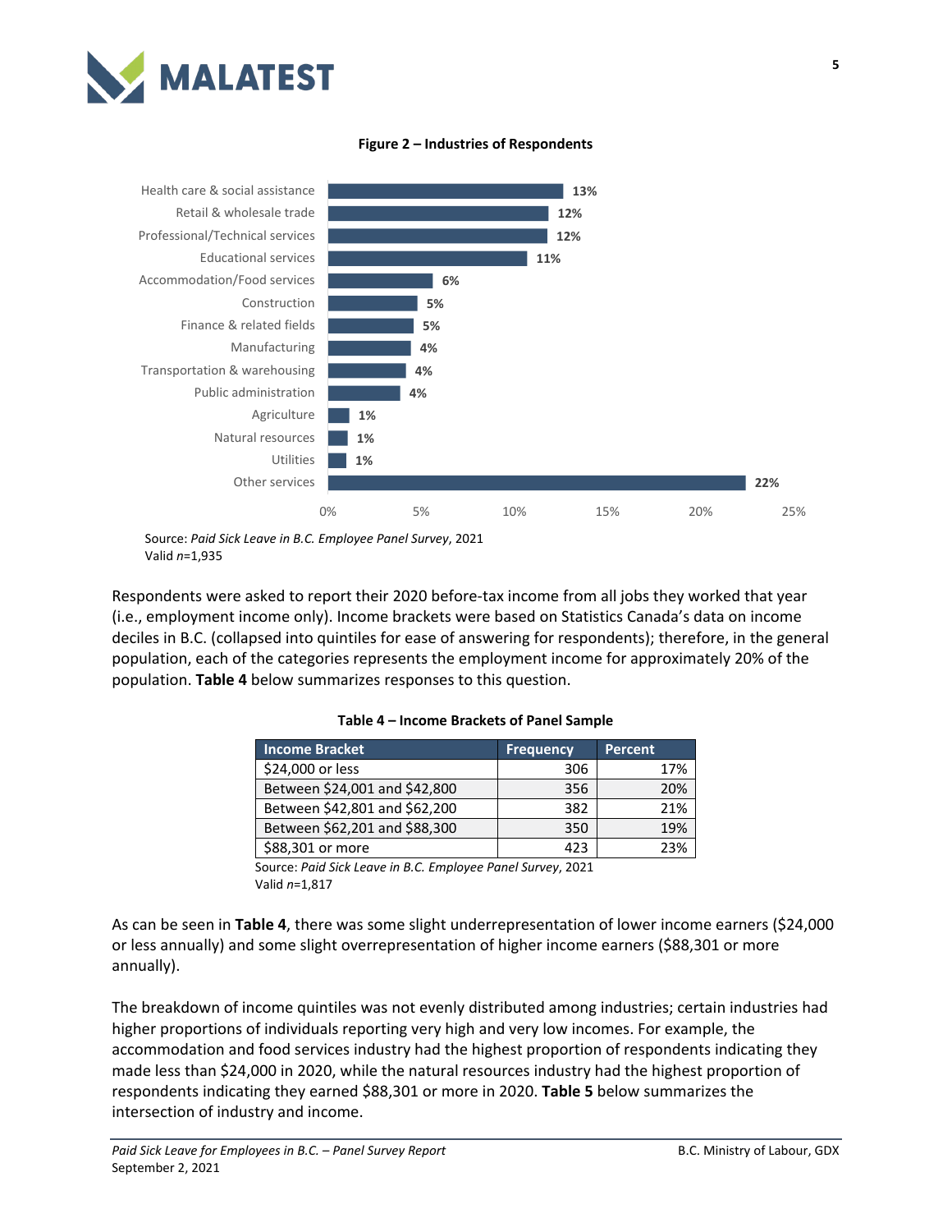**Figure 2 – Industries of Respondents**

| Industry | Percent |
|---|---|
| Health care & social assistance | 13% |
| Retail & wholesale trade | 12% |
| Professional/Technical services | 12% |
| Educational services | 11% |
| Accommodation/Food services | 6% |
| Construction | 5% |
| Finance & related fields | 5% |
| Manufacturing | 4% |
| Transportation & warehousing | 4% |
| Public administration | 4% |
| Agriculture | 1% |
| Natural resources | 1% |
| Utilities | 1% |
| Other services | 22% |

Source: *Paid Sick Leave in B.C. Employee Panel Survey*, 2021
Valid *n*=1,935

Respondents were asked to report their 2020 before-tax income from all jobs they worked that year (i.e., employment income only). Income brackets were based on Statistics Canada's data on income deciles in B.C. (collapsed into quintiles for ease of answering for respondents); therefore, in the general population, each of the categories represents the employment income for approximately 20% of the population. **Table 4** below summarizes responses to this question.

**Table 4 – Income Brackets of Panel Sample**

| Income Bracket | Frequency | Percent |
|---|---|---|
| $24,000 or less | 306 | 17% |
| Between $24,001 and $42,800 | 356 | 20% |
| Between $42,801 and $62,200 | 382 | 21% |
| Between $62,201 and $88,300 | 350 | 19% |
| $88,301 or more | 423 | 23% |

Source: *Paid Sick Leave in B.C. Employee Panel Survey*, 2021
Valid *n*=1,817

As can be seen in **Table 4**, there was some slight underrepresentation of lower income earners ($24,000 or less annually) and some slight overrepresentation of higher income earners ($88,301 or more annually).

The breakdown of income quintiles was not evenly distributed among industries; certain industries had higher proportions of individuals reporting very high and very low incomes. For example, the accommodation and food services industry had the highest proportion of respondents indicating they made less than $24,000 in 2020, while the natural resources industry had the highest proportion of respondents indicating they earned $88,301 or more in 2020. **Table 5** below summarizes the intersection of industry and income.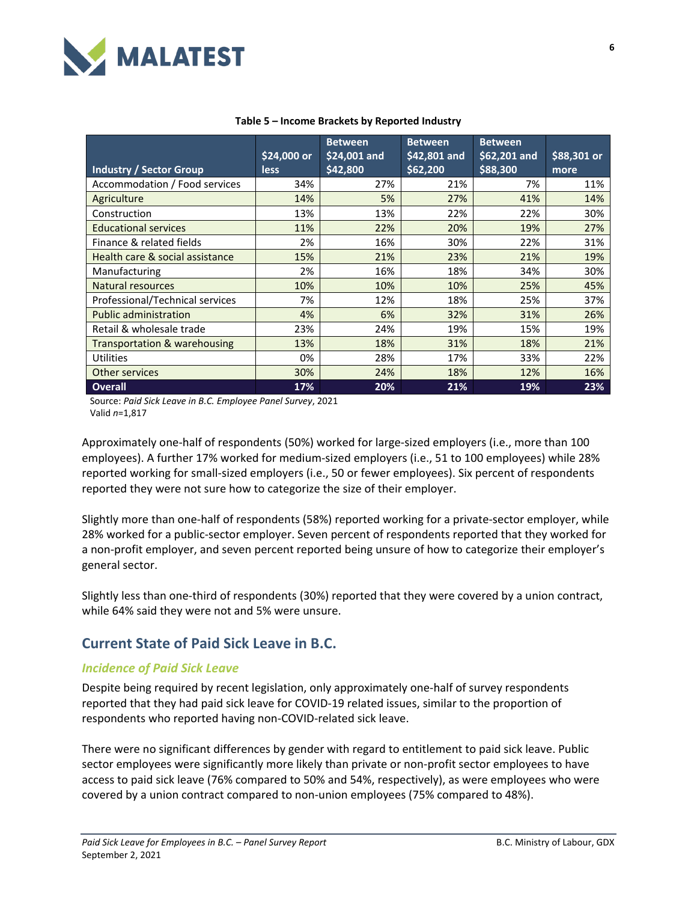**Table 5 – Income Brackets by Reported Industry**

| Industry / Sector Group | $24,000 or less | Between $24,001 and $42,800 | Between $42,801 and $62,200 | Between $62,201 and $88,300 | $88,301 or more |
|---|---|---|---|---|---|
| Accommodation / Food services | 34% | 27% | 21% | 7% | 11% |
| Agriculture | 14% | 5% | 27% | 41% | 14% |
| Construction | 13% | 13% | 22% | 22% | 30% |
| Educational services | 11% | 22% | 20% | 19% | 27% |
| Finance & related fields | 2% | 16% | 30% | 22% | 31% |
| Health care & social assistance | 15% | 21% | 23% | 21% | 19% |
| Manufacturing | 2% | 16% | 18% | 34% | 30% |
| Natural resources | 10% | 10% | 10% | 25% | 45% |
| Professional/Technical services | 7% | 12% | 18% | 25% | 37% |
| Public administration | 4% | 6% | 32% | 31% | 26% |
| Retail & wholesale trade | 23% | 24% | 19% | 15% | 19% |
| Transportation & warehousing | 13% | 18% | 31% | 18% | 21% |
| Utilities | 0% | 28% | 17% | 33% | 22% |
| Other services | 30% | 24% | 18% | 12% | 16% |
| **Overall** | **17%** | **20%** | **21%** | **19%** | **23%** |

Source: *Paid Sick Leave in B.C. Employee Panel Survey*, 2021
Valid *n*=1,817

Approximately one-half of respondents (50%) worked for large-sized employers (i.e., more than 100 employees). A further 17% worked for medium-sized employers (i.e., 51 to 100 employees) while 28% reported working for small-sized employers (i.e., 50 or fewer employees). Six percent of respondents reported they were not sure how to categorize the size of their employer.

Slightly more than one-half of respondents (58%) reported working for a private-sector employer, while 28% worked for a public-sector employer. Seven percent of respondents reported that they worked for a non-profit employer, and seven percent reported being unsure of how to categorize their employer's general sector.

Slightly less than one-third of respondents (30%) reported that they were covered by a union contract, while 64% said they were not and 5% were unsure.

## Current State of Paid Sick Leave in B.C.

### *Incidence of Paid Sick Leave*

Despite being required by recent legislation, only approximately one-half of survey respondents reported that they had paid sick leave for COVID-19 related issues, similar to the proportion of respondents who reported having non-COVID-related sick leave.

There were no significant differences by gender with regard to entitlement to paid sick leave. Public sector employees were significantly more likely than private or non-profit sector employees to have access to paid sick leave (76% compared to 50% and 54%, respectively), as were employees who were covered by a union contract compared to non-union employees (75% compared to 48%).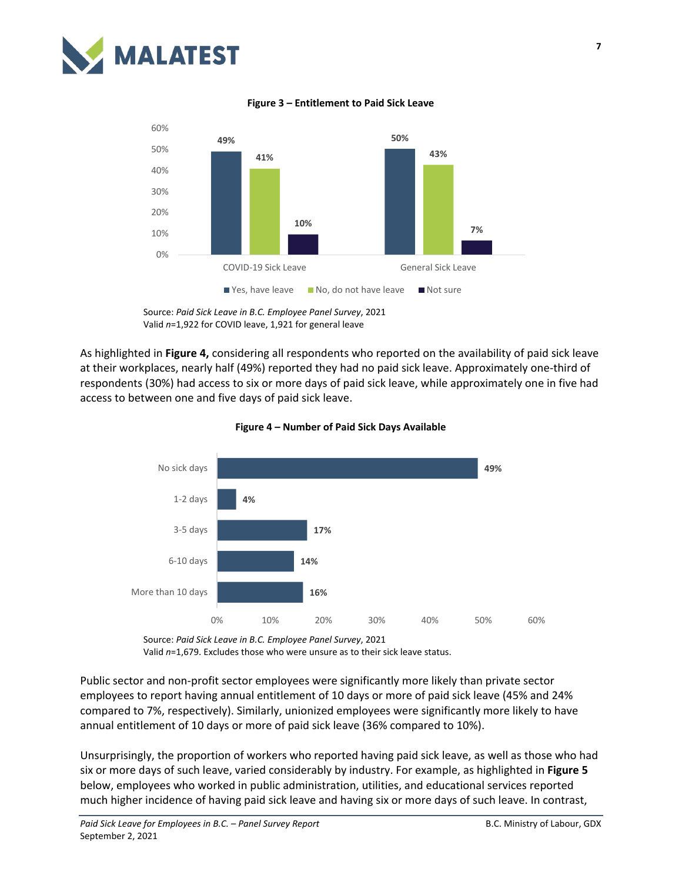**Figure 3 – Entitlement to Paid Sick Leave**

| | Yes, have leave | No, do not have leave | Not sure |
|---|---|---|---|
| COVID-19 Sick Leave | 49% | 41% | 10% |
| General Sick Leave | 50% | 43% | 7% |

Source: *Paid Sick Leave in B.C. Employee Panel Survey*, 2021
Valid *n*=1,922 for COVID leave, 1,921 for general leave

As highlighted in **Figure 4,** considering all respondents who reported on the availability of paid sick leave at their workplaces, nearly half (49%) reported they had no paid sick leave. Approximately one-third of respondents (30%) had access to six or more days of paid sick leave, while approximately one in five had access to between one and five days of paid sick leave.

**Figure 4 – Number of Paid Sick Days Available**

| Number of Paid Sick Days | % |
|---|---|
| No sick days | 49% |
| 1-2 days | 4% |
| 3-5 days | 17% |
| 6-10 days | 14% |
| More than 10 days | 16% |

Source: *Paid Sick Leave in B.C. Employee Panel Survey*, 2021
Valid *n*=1,679. Excludes those who were unsure as to their sick leave status.

Public sector and non-profit sector employees were significantly more likely than private sector employees to report having annual entitlement of 10 days or more of paid sick leave (45% and 24% compared to 7%, respectively). Similarly, unionized employees were significantly more likely to have annual entitlement of 10 days or more of paid sick leave (36% compared to 10%).

Unsurprisingly, the proportion of workers who reported having paid sick leave, as well as those who had six or more days of such leave, varied considerably by industry. For example, as highlighted in **Figure 5** below, employees who worked in public administration, utilities, and educational services reported much higher incidence of having paid sick leave and having six or more days of such leave. In contrast,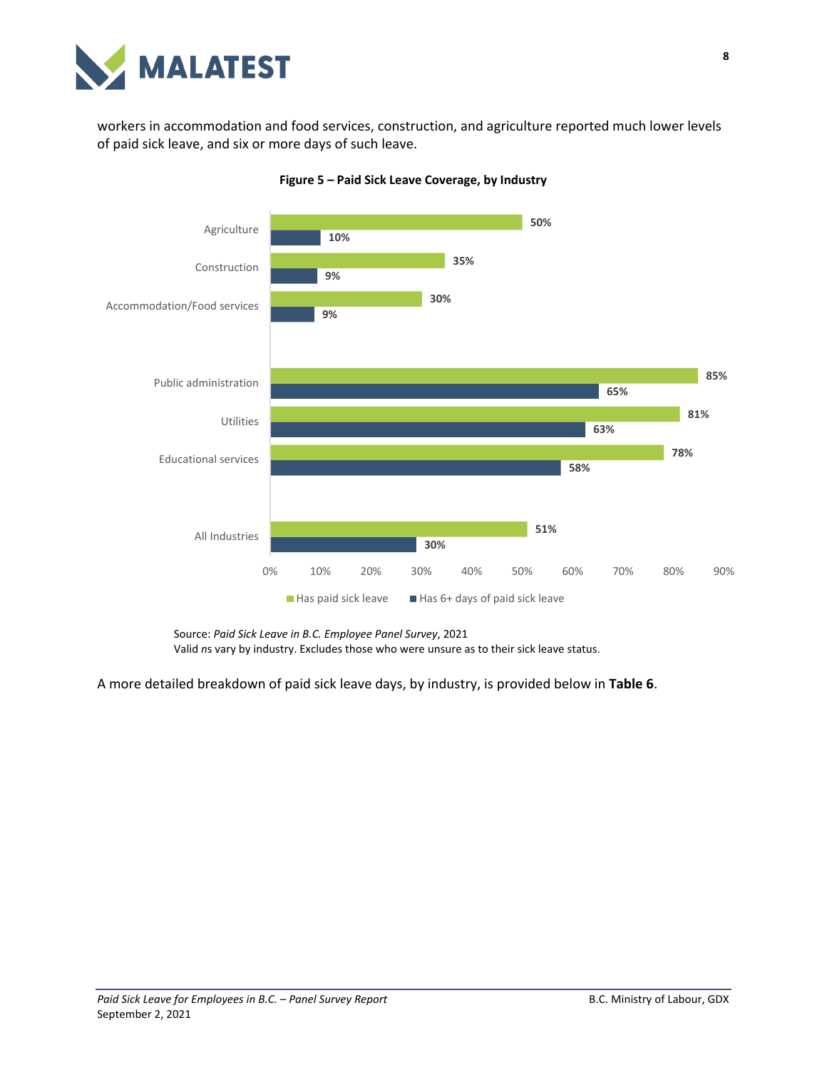workers in accommodation and food services, construction, and agriculture reported much lower levels of paid sick leave, and six or more days of such leave.

**Figure 5 – Paid Sick Leave Coverage, by Industry**

| Industry | Has paid sick leave | Has 6+ days of paid sick leave |
| --- | --- | --- |
| Agriculture | 50% | 10% |
| Construction | 35% | 9% |
| Accommodation/Food services | 30% | 9% |
| Public administration | 85% | 65% |
| Utilities | 81% | 63% |
| Educational services | 78% | 58% |
| All Industries | 51% | 30% |

Source: *Paid Sick Leave in B.C. Employee Panel Survey*, 2021
Valid *n*s vary by industry. Excludes those who were unsure as to their sick leave status.

A more detailed breakdown of paid sick leave days, by industry, is provided below in **Table 6**.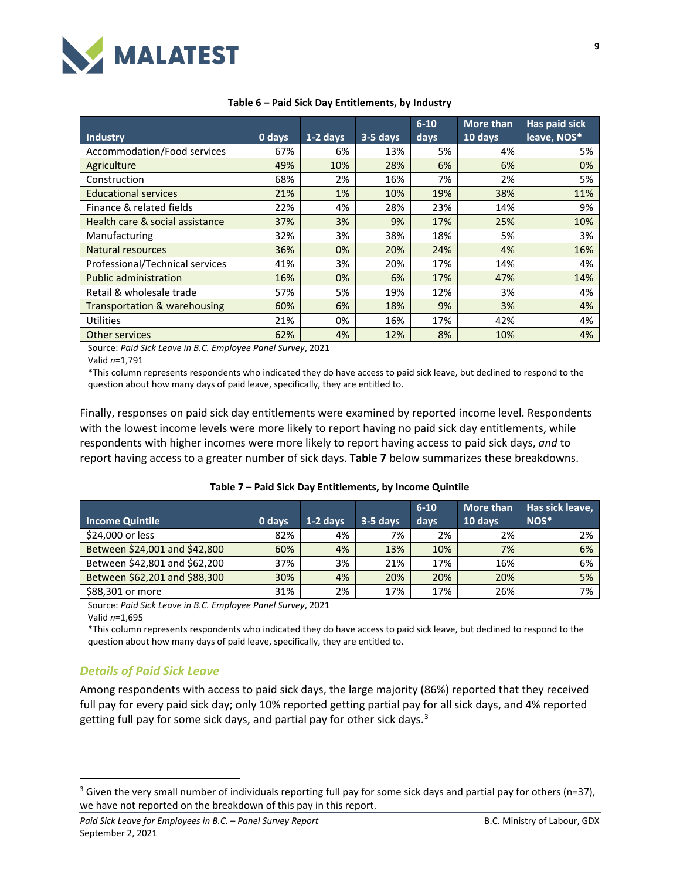**Table 6 – Paid Sick Day Entitlements, by Industry**

| Industry | 0 days | 1-2 days | 3-5 days | 6-10 days | More than 10 days | Has paid sick leave, NOS* |
|---|---|---|---|---|---|---|
| Accommodation/Food services | 67% | 6% | 13% | 5% | 4% | 5% |
| Agriculture | 49% | 10% | 28% | 6% | 6% | 0% |
| Construction | 68% | 2% | 16% | 7% | 2% | 5% |
| Educational services | 21% | 1% | 10% | 19% | 38% | 11% |
| Finance & related fields | 22% | 4% | 28% | 23% | 14% | 9% |
| Health care & social assistance | 37% | 3% | 9% | 17% | 25% | 10% |
| Manufacturing | 32% | 3% | 38% | 18% | 5% | 3% |
| Natural resources | 36% | 0% | 20% | 24% | 4% | 16% |
| Professional/Technical services | 41% | 3% | 20% | 17% | 14% | 4% |
| Public administration | 16% | 0% | 6% | 17% | 47% | 14% |
| Retail & wholesale trade | 57% | 5% | 19% | 12% | 3% | 4% |
| Transportation & warehousing | 60% | 6% | 18% | 9% | 3% | 4% |
| Utilities | 21% | 0% | 16% | 17% | 42% | 4% |
| Other services | 62% | 4% | 12% | 8% | 10% | 4% |

Source: *Paid Sick Leave in B.C. Employee Panel Survey*, 2021
Valid *n*=1,791
*This column represents respondents who indicated they do have access to paid sick leave, but declined to respond to the question about how many days of paid leave, specifically, they are entitled to.

Finally, responses on paid sick day entitlements were examined by reported income level. Respondents with the lowest income levels were more likely to report having no paid sick day entitlements, while respondents with higher incomes were more likely to report having access to paid sick days, *and* to report having access to a greater number of sick days. **Table 7** below summarizes these breakdowns.

**Table 7 – Paid Sick Day Entitlements, by Income Quintile**

| Income Quintile | 0 days | 1-2 days | 3-5 days | 6-10 days | More than 10 days | Has sick leave, NOS* |
|---|---|---|---|---|---|---|
| $24,000 or less | 82% | 4% | 7% | 2% | 2% | 2% |
| Between $24,001 and $42,800 | 60% | 4% | 13% | 10% | 7% | 6% |
| Between $42,801 and $62,200 | 37% | 3% | 21% | 17% | 16% | 6% |
| Between $62,201 and $88,300 | 30% | 4% | 20% | 20% | 20% | 5% |
| $88,301 or more | 31% | 2% | 17% | 17% | 26% | 7% |

Source: *Paid Sick Leave in B.C. Employee Panel Survey*, 2021
Valid *n*=1,695
*This column represents respondents who indicated they do have access to paid sick leave, but declined to respond to the question about how many days of paid leave, specifically, they are entitled to.

### *Details of Paid Sick Leave*

Among respondents with access to paid sick days, the large majority (86%) reported that they received full pay for every paid sick day; only 10% reported getting partial pay for all sick days, and 4% reported getting full pay for some sick days, and partial pay for other sick days.[3]

[3] Given the very small number of individuals reporting full pay for some sick days and partial pay for others (n=37), we have not reported on the breakdown of this pay in this report.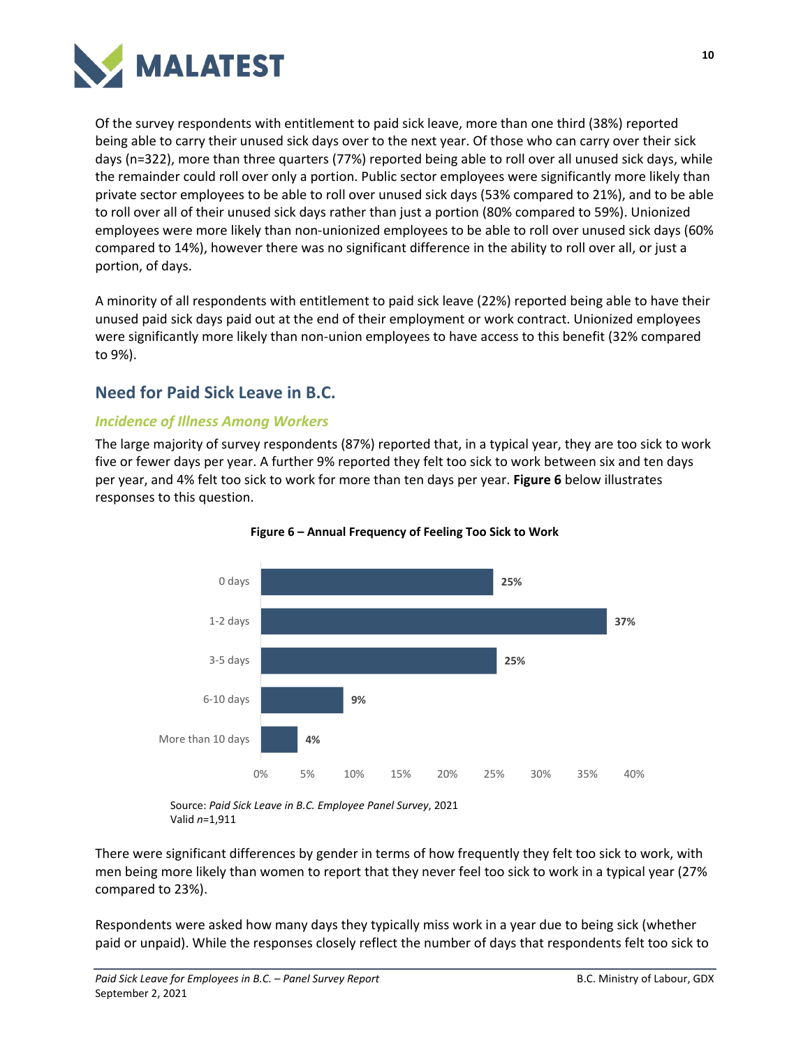Of the survey respondents with entitlement to paid sick leave, more than one third (38%) reported being able to carry their unused sick days over to the next year. Of those who can carry over their sick days (n=322), more than three quarters (77%) reported being able to roll over all unused sick days, while the remainder could roll over only a portion. Public sector employees were significantly more likely than private sector employees to be able to roll over unused sick days (53% compared to 21%), and to be able to roll over all of their unused sick days rather than just a portion (80% compared to 59%). Unionized employees were more likely than non-unionized employees to be able to roll over unused sick days (60% compared to 14%), however there was no significant difference in the ability to roll over all, or just a portion, of days.

A minority of all respondents with entitlement to paid sick leave (22%) reported being able to have their unused paid sick days paid out at the end of their employment or work contract. Unionized employees were significantly more likely than non-union employees to have access to this benefit (32% compared to 9%).

## Need for Paid Sick Leave in B.C.

### *Incidence of Illness Among Workers*

The large majority of survey respondents (87%) reported that, in a typical year, they are too sick to work five or fewer days per year. A further 9% reported they felt too sick to work between six and ten days per year, and 4% felt too sick to work for more than ten days per year. **Figure 6** below illustrates responses to this question.

**Figure 6 – Annual Frequency of Feeling Too Sick to Work**

| Days | Percent |
|---|---|
| 0 days | 25% |
| 1-2 days | 37% |
| 3-5 days | 25% |
| 6-10 days | 9% |
| More than 10 days | 4% |

Source: *Paid Sick Leave in B.C. Employee Panel Survey*, 2021
Valid *n*=1,911

There were significant differences by gender in terms of how frequently they felt too sick to work, with men being more likely than women to report that they never feel too sick to work in a typical year (27% compared to 23%).

Respondents were asked how many days they typically miss work in a year due to being sick (whether paid or unpaid). While the responses closely reflect the number of days that respondents felt too sick to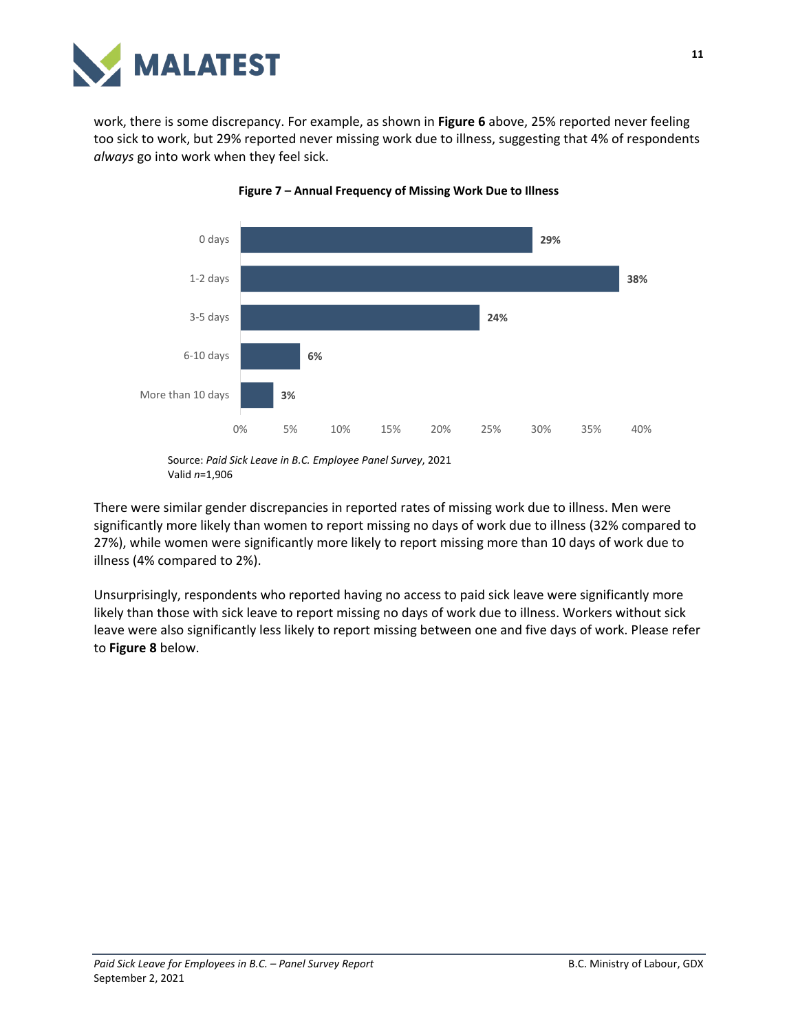work, there is some discrepancy. For example, as shown in **Figure 6** above, 25% reported never feeling too sick to work, but 29% reported never missing work due to illness, suggesting that 4% of respondents *always* go into work when they feel sick.

**Figure 7 – Annual Frequency of Missing Work Due to Illness**

| Days missed | Percentage |
|---|---|
| 0 days | 29% |
| 1-2 days | 38% |
| 3-5 days | 24% |
| 6-10 days | 6% |
| More than 10 days | 3% |

Source: *Paid Sick Leave in B.C. Employee Panel Survey*, 2021
Valid *n*=1,906

There were similar gender discrepancies in reported rates of missing work due to illness. Men were significantly more likely than women to report missing no days of work due to illness (32% compared to 27%), while women were significantly more likely to report missing more than 10 days of work due to illness (4% compared to 2%).

Unsurprisingly, respondents who reported having no access to paid sick leave were significantly more likely than those with sick leave to report missing no days of work due to illness. Workers without sick leave were also significantly less likely to report missing between one and five days of work. Please refer to **Figure 8** below.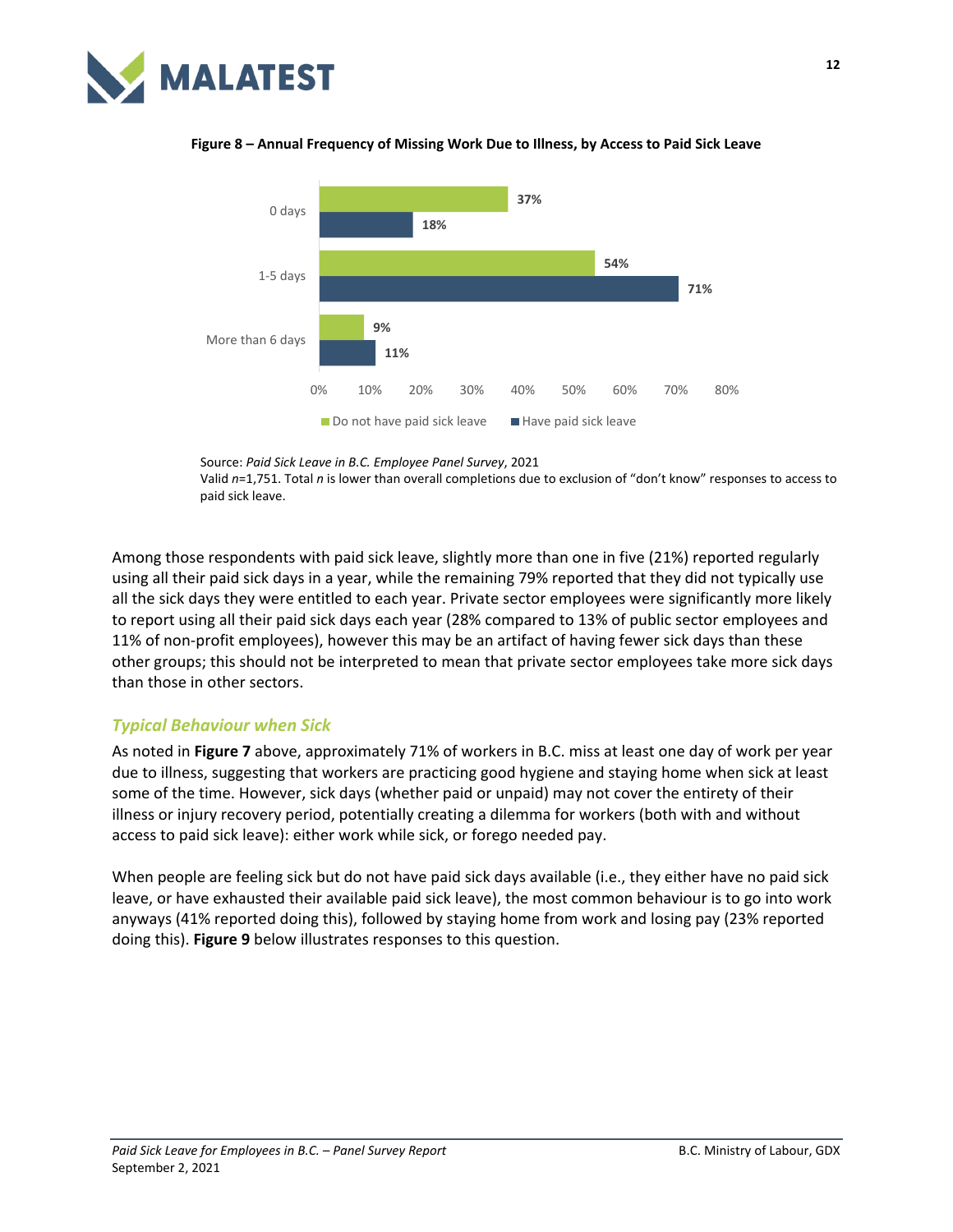**Figure 8 – Annual Frequency of Missing Work Due to Illness, by Access to Paid Sick Leave**

| | Do not have paid sick leave | Have paid sick leave |
|---|---|---|
| 0 days | 37% | 18% |
| 1-5 days | 54% | 71% |
| More than 6 days | 9% | 11% |

Source: *Paid Sick Leave in B.C. Employee Panel Survey*, 2021
Valid *n*=1,751. Total *n* is lower than overall completions due to exclusion of "don't know" responses to access to paid sick leave.

Among those respondents with paid sick leave, slightly more than one in five (21%) reported regularly using all their paid sick days in a year, while the remaining 79% reported that they did not typically use all the sick days they were entitled to each year. Private sector employees were significantly more likely to report using all their paid sick days each year (28% compared to 13% of public sector employees and 11% of non-profit employees), however this may be an artifact of having fewer sick days than these other groups; this should not be interpreted to mean that private sector employees take more sick days than those in other sectors.

### *Typical Behaviour when Sick*

As noted in **Figure 7** above, approximately 71% of workers in B.C. miss at least one day of work per year due to illness, suggesting that workers are practicing good hygiene and staying home when sick at least some of the time. However, sick days (whether paid or unpaid) may not cover the entirety of their illness or injury recovery period, potentially creating a dilemma for workers (both with and without access to paid sick leave): either work while sick, or forego needed pay.

When people are feeling sick but do not have paid sick days available (i.e., they either have no paid sick leave, or have exhausted their available paid sick leave), the most common behaviour is to go into work anyways (41% reported doing this), followed by staying home from work and losing pay (23% reported doing this). **Figure 9** below illustrates responses to this question.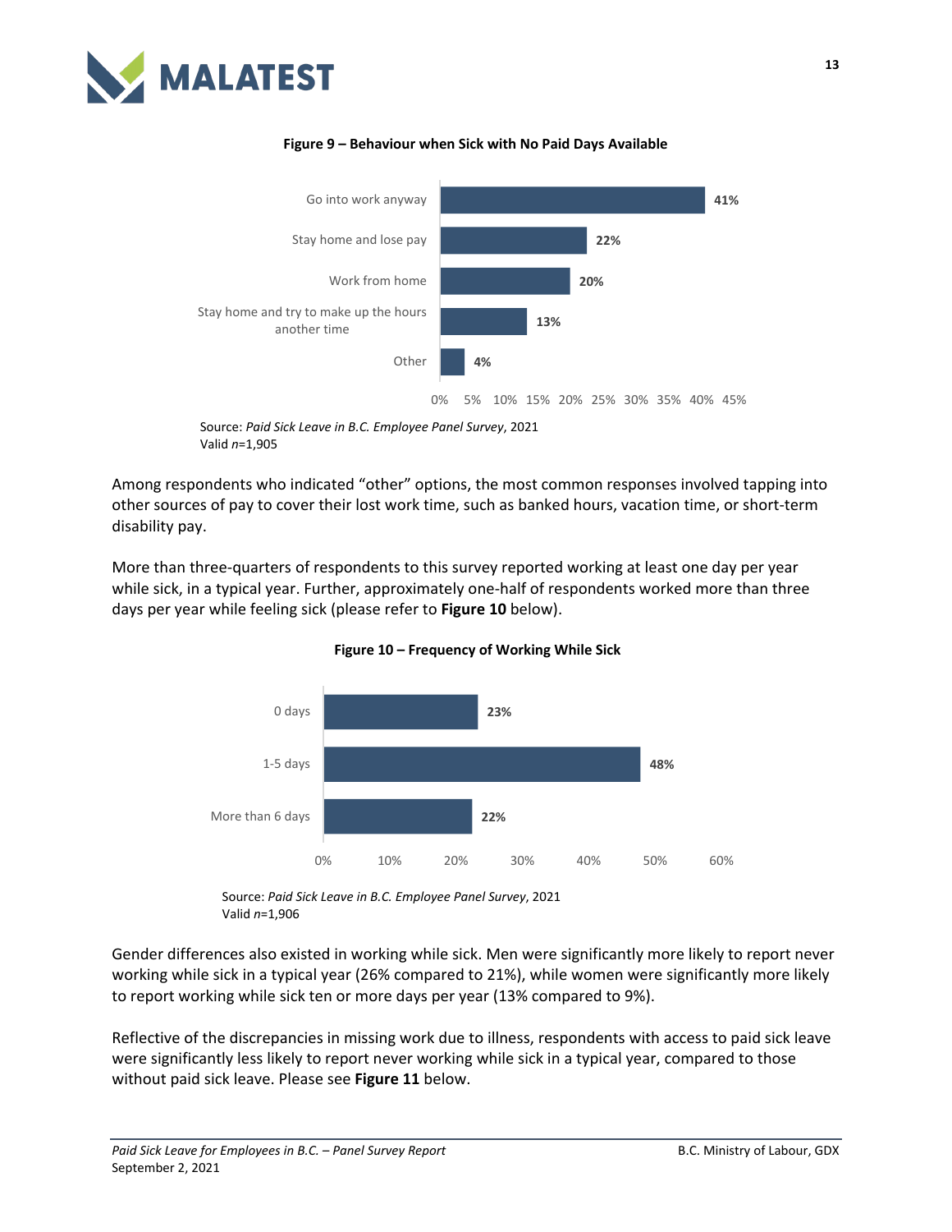**Figure 9 – Behaviour when Sick with No Paid Days Available**

| Behaviour | Percent |
|---|---|
| Go into work anyway | 41% |
| Stay home and lose pay | 22% |
| Work from home | 20% |
| Stay home and try to make up the hours another time | 13% |
| Other | 4% |

Source: *Paid Sick Leave in B.C. Employee Panel Survey*, 2021
Valid *n*=1,905

Among respondents who indicated "other" options, the most common responses involved tapping into other sources of pay to cover their lost work time, such as banked hours, vacation time, or short-term disability pay.

More than three-quarters of respondents to this survey reported working at least one day per year while sick, in a typical year. Further, approximately one-half of respondents worked more than three days per year while feeling sick (please refer to **Figure 10** below).

**Figure 10 – Frequency of Working While Sick**

| Frequency | Percent |
|---|---|
| 0 days | 23% |
| 1-5 days | 48% |
| More than 6 days | 22% |

Source: *Paid Sick Leave in B.C. Employee Panel Survey*, 2021
Valid *n*=1,906

Gender differences also existed in working while sick. Men were significantly more likely to report never working while sick in a typical year (26% compared to 21%), while women were significantly more likely to report working while sick ten or more days per year (13% compared to 9%).

Reflective of the discrepancies in missing work due to illness, respondents with access to paid sick leave were significantly less likely to report never working while sick in a typical year, compared to those without paid sick leave. Please see **Figure 11** below.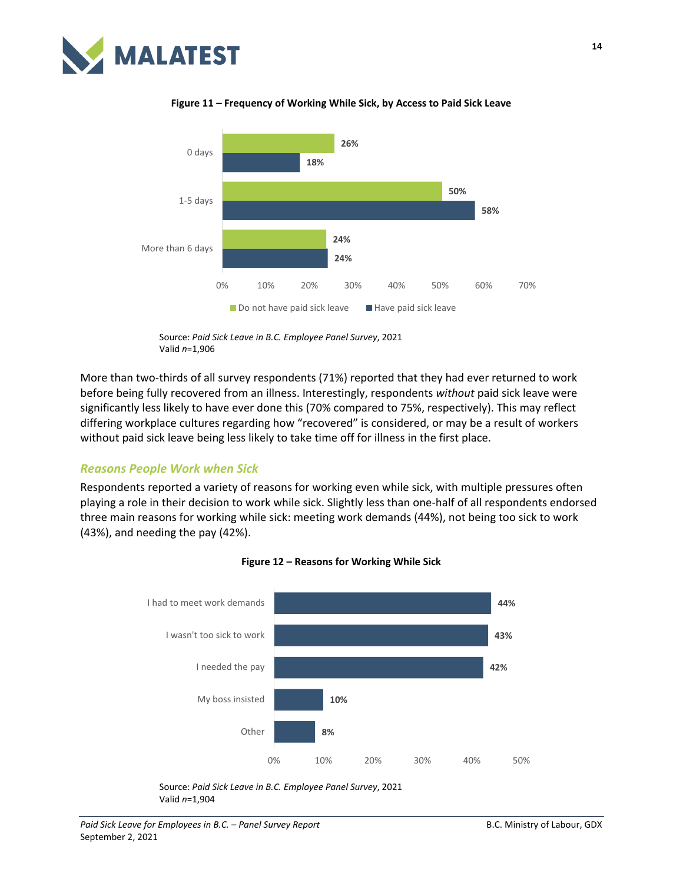**Figure 11 – Frequency of Working While Sick, by Access to Paid Sick Leave**

| | Do not have paid sick leave | Have paid sick leave |
|---|---|---|
| 0 days | 26% | 18% |
| 1-5 days | 50% | 58% |
| More than 6 days | 24% | 24% |

Source: *Paid Sick Leave in B.C. Employee Panel Survey*, 2021
Valid *n*=1,906

More than two-thirds of all survey respondents (71%) reported that they had ever returned to work before being fully recovered from an illness. Interestingly, respondents *without* paid sick leave were significantly less likely to have ever done this (70% compared to 75%, respectively). This may reflect differing workplace cultures regarding how "recovered" is considered, or may be a result of workers without paid sick leave being less likely to take time off for illness in the first place.

### *Reasons People Work when Sick*

Respondents reported a variety of reasons for working even while sick, with multiple pressures often playing a role in their decision to work while sick. Slightly less than one-half of all respondents endorsed three main reasons for working while sick: meeting work demands (44%), not being too sick to work (43%), and needing the pay (42%).

**Figure 12 – Reasons for Working While Sick**

| Reason | % |
|---|---|
| I had to meet work demands | 44% |
| I wasn't too sick to work | 43% |
| I needed the pay | 42% |
| My boss insisted | 10% |
| Other | 8% |

Source: *Paid Sick Leave in B.C. Employee Panel Survey*, 2021
Valid *n*=1,904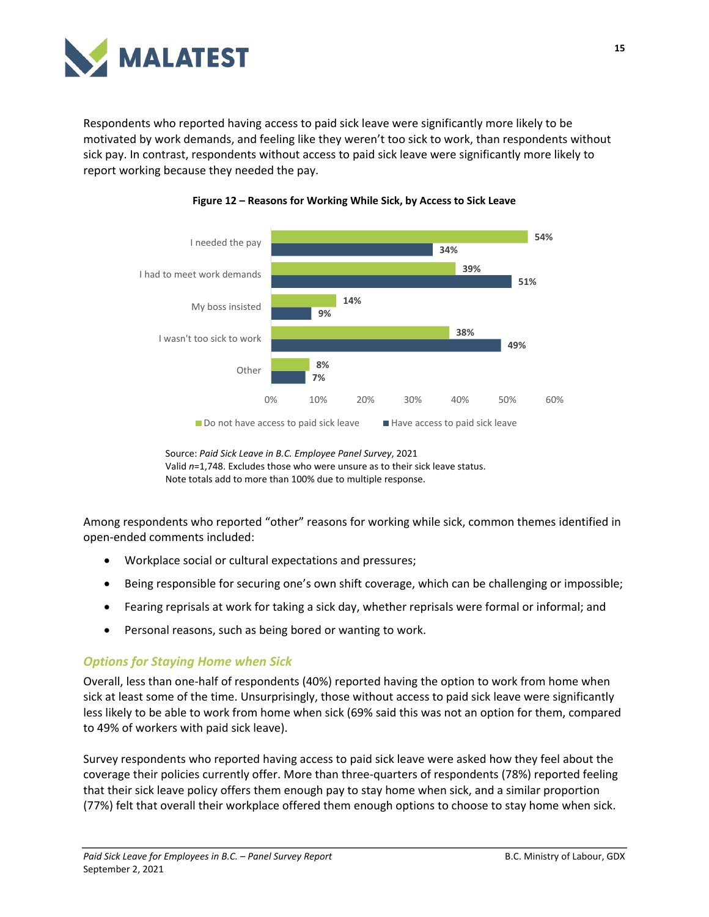Respondents who reported having access to paid sick leave were significantly more likely to be motivated by work demands, and feeling like they weren't too sick to work, than respondents without sick pay. In contrast, respondents without access to paid sick leave were significantly more likely to report working because they needed the pay.

**Figure 12 – Reasons for Working While Sick, by Access to Sick Leave**

| Reason | Do not have access to paid sick leave | Have access to paid sick leave |
| --- | --- | --- |
| I needed the pay | 54% | 34% |
| I had to meet work demands | 39% | 51% |
| My boss insisted | 14% | 9% |
| I wasn't too sick to work | 38% | 49% |
| Other | 8% | 7% |

Source: *Paid Sick Leave in B.C. Employee Panel Survey*, 2021
Valid *n*=1,748. Excludes those who were unsure as to their sick leave status.
Note totals add to more than 100% due to multiple response.

Among respondents who reported "other" reasons for working while sick, common themes identified in open-ended comments included:

- Workplace social or cultural expectations and pressures;
- Being responsible for securing one's own shift coverage, which can be challenging or impossible;
- Fearing reprisals at work for taking a sick day, whether reprisals were formal or informal; and
- Personal reasons, such as being bored or wanting to work.

### *Options for Staying Home when Sick*

Overall, less than one-half of respondents (40%) reported having the option to work from home when sick at least some of the time. Unsurprisingly, those without access to paid sick leave were significantly less likely to be able to work from home when sick (69% said this was not an option for them, compared to 49% of workers with paid sick leave).

Survey respondents who reported having access to paid sick leave were asked how they feel about the coverage their policies currently offer. More than three-quarters of respondents (78%) reported feeling that their sick leave policy offers them enough pay to stay home when sick, and a similar proportion (77%) felt that overall their workplace offered them enough options to choose to stay home when sick.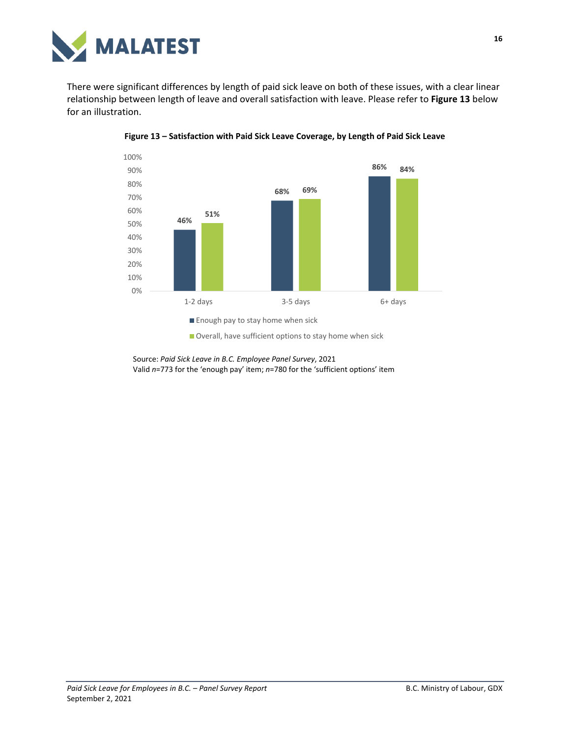There were significant differences by length of paid sick leave on both of these issues, with a clear linear relationship between length of leave and overall satisfaction with leave. Please refer to **Figure 13** below for an illustration.

**Figure 13 – Satisfaction with Paid Sick Leave Coverage, by Length of Paid Sick Leave**

| | 1-2 days | 3-5 days | 6+ days |
|---|---|---|---|
| Enough pay to stay home when sick | 46% | 68% | 86% |
| Overall, have sufficient options to stay home when sick | 51% | 69% | 84% |

Source: *Paid Sick Leave in B.C. Employee Panel Survey*, 2021
Valid *n*=773 for the 'enough pay' item; *n*=780 for the 'sufficient options' item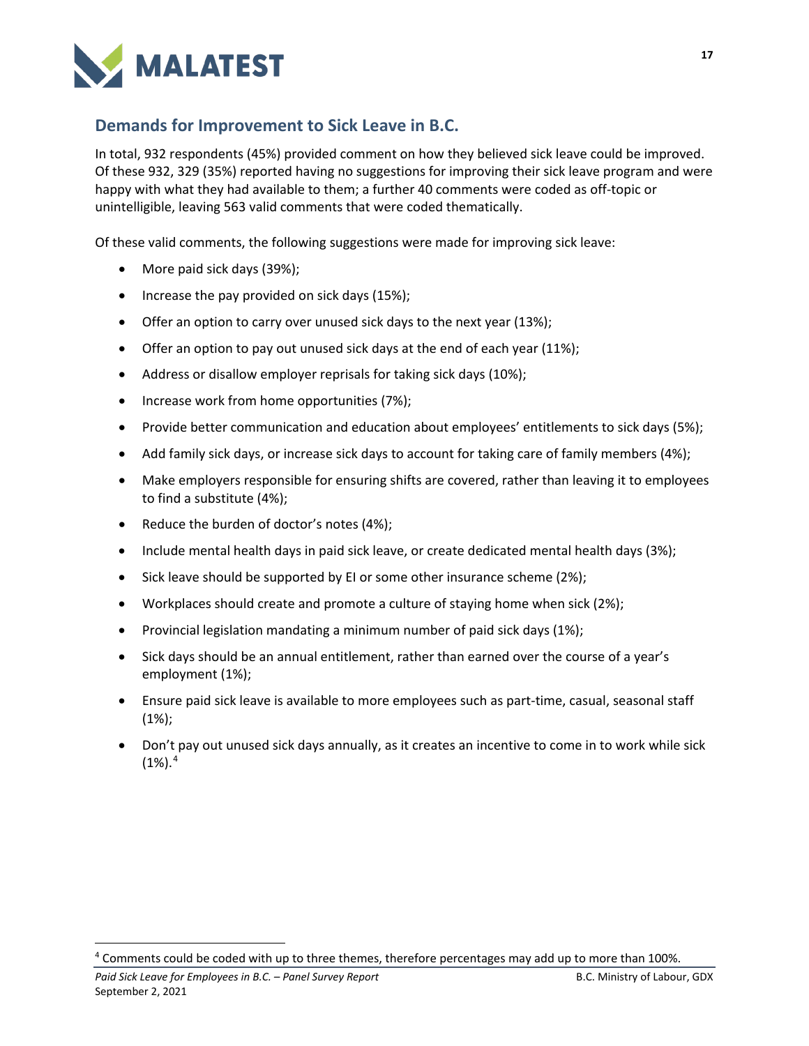## Demands for Improvement to Sick Leave in B.C.

In total, 932 respondents (45%) provided comment on how they believed sick leave could be improved. Of these 932, 329 (35%) reported having no suggestions for improving their sick leave program and were happy with what they had available to them; a further 40 comments were coded as off-topic or unintelligible, leaving 563 valid comments that were coded thematically.

Of these valid comments, the following suggestions were made for improving sick leave:

- More paid sick days (39%);
- Increase the pay provided on sick days (15%);
- Offer an option to carry over unused sick days to the next year (13%);
- Offer an option to pay out unused sick days at the end of each year (11%);
- Address or disallow employer reprisals for taking sick days (10%);
- Increase work from home opportunities (7%);
- Provide better communication and education about employees' entitlements to sick days (5%);
- Add family sick days, or increase sick days to account for taking care of family members (4%);
- Make employers responsible for ensuring shifts are covered, rather than leaving it to employees to find a substitute (4%);
- Reduce the burden of doctor's notes (4%);
- Include mental health days in paid sick leave, or create dedicated mental health days (3%);
- Sick leave should be supported by EI or some other insurance scheme (2%);
- Workplaces should create and promote a culture of staying home when sick (2%);
- Provincial legislation mandating a minimum number of paid sick days (1%);
- Sick days should be an annual entitlement, rather than earned over the course of a year's employment (1%);
- Ensure paid sick leave is available to more employees such as part-time, casual, seasonal staff (1%);
- Don't pay out unused sick days annually, as it creates an incentive to come in to work while sick (1%).[4]

[4] Comments could be coded with up to three themes, therefore percentages may add up to more than 100%.